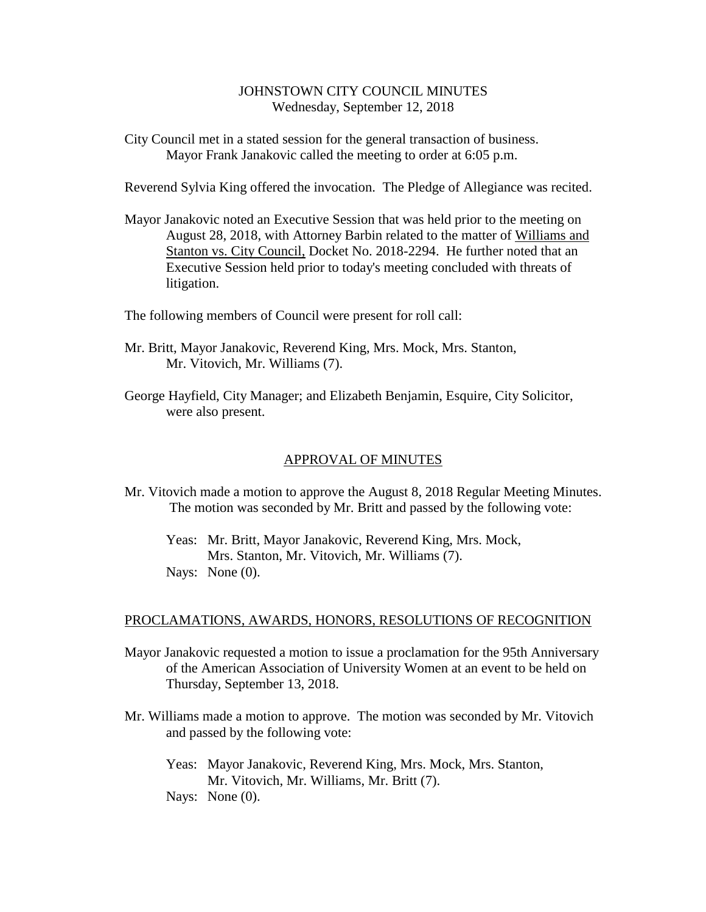# JOHNSTOWN CITY COUNCIL MINUTES

Wednesday, September 12, 2018

City Council met in a stated session for the general transaction of business. Mayor Frank Janakovic called the meeting to order at 6:05 p.m.

Reverend Sylvia King offered the invocation. The Pledge of Allegiance was recited.

Mayor Janakovic noted an Executive Session that was held prior to the meeting on August 28, 2018, with Attorney Barbin related to the matter of Williams and Stanton vs. City Council, Docket No. 2018-2294. He further noted that an Executive Session held prior to today's meeting concluded with threats of litigation.

The following members of Council were present for roll call:

Mr. Britt, Mayor Janakovic, Reverend King, Mrs. Mock, Mrs. Stanton, Mr. Vitovich, Mr. Williams (7).

George Hayfield, City Manager; and Elizabeth Benjamin, Esquire, City Solicitor, were also present.

## APPROVAL OF MINUTES

Mr. Vitovich made a motion to approve the August 8, 2018 Regular Meeting Minutes. The motion was seconded by Mr. Britt and passed by the following vote:

Yeas: Mr. Britt, Mayor Janakovic, Reverend King, Mrs. Mock, Mrs. Stanton, Mr. Vitovich, Mr. Williams (7).
Nays: None (0).

## PROCLAMATIONS, AWARDS, HONORS, RESOLUTIONS OF RECOGNITION

Mayor Janakovic requested a motion to issue a proclamation for the 95th Anniversary of the American Association of University Women at an event to be held on Thursday, September 13, 2018.

Mr. Williams made a motion to approve. The motion was seconded by Mr. Vitovich and passed by the following vote:

Yeas: Mayor Janakovic, Reverend King, Mrs. Mock, Mrs. Stanton, Mr. Vitovich, Mr. Williams, Mr. Britt (7).
Nays: None (0).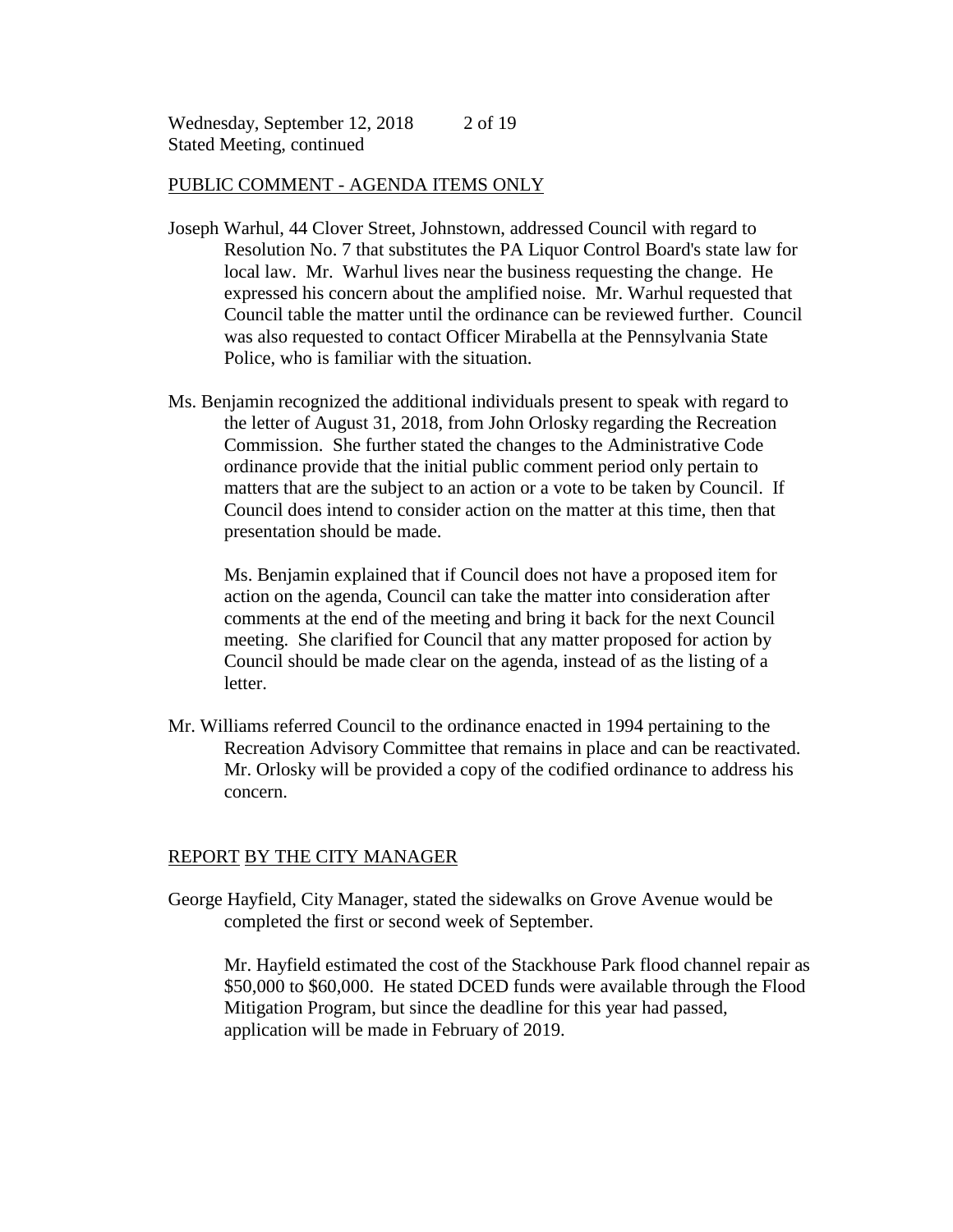## PUBLIC COMMENT - AGENDA ITEMS ONLY

Joseph Warhul, 44 Clover Street, Johnstown, addressed Council with regard to Resolution No. 7 that substitutes the PA Liquor Control Board's state law for local law. Mr. Warhul lives near the business requesting the change. He expressed his concern about the amplified noise. Mr. Warhul requested that Council table the matter until the ordinance can be reviewed further. Council was also requested to contact Officer Mirabella at the Pennsylvania State Police, who is familiar with the situation.

Ms. Benjamin recognized the additional individuals present to speak with regard to the letter of August 31, 2018, from John Orlosky regarding the Recreation Commission. She further stated the changes to the Administrative Code ordinance provide that the initial public comment period only pertain to matters that are the subject to an action or a vote to be taken by Council. If Council does intend to consider action on the matter at this time, then that presentation should be made.

Ms. Benjamin explained that if Council does not have a proposed item for action on the agenda, Council can take the matter into consideration after comments at the end of the meeting and bring it back for the next Council meeting. She clarified for Council that any matter proposed for action by Council should be made clear on the agenda, instead of as the listing of a letter.

Mr. Williams referred Council to the ordinance enacted in 1994 pertaining to the Recreation Advisory Committee that remains in place and can be reactivated. Mr. Orlosky will be provided a copy of the codified ordinance to address his concern.

## REPORT BY THE CITY MANAGER

George Hayfield, City Manager, stated the sidewalks on Grove Avenue would be completed the first or second week of September.

Mr. Hayfield estimated the cost of the Stackhouse Park flood channel repair as $50,000 to $60,000. He stated DCED funds were available through the Flood Mitigation Program, but since the deadline for this year had passed, application will be made in February of 2019.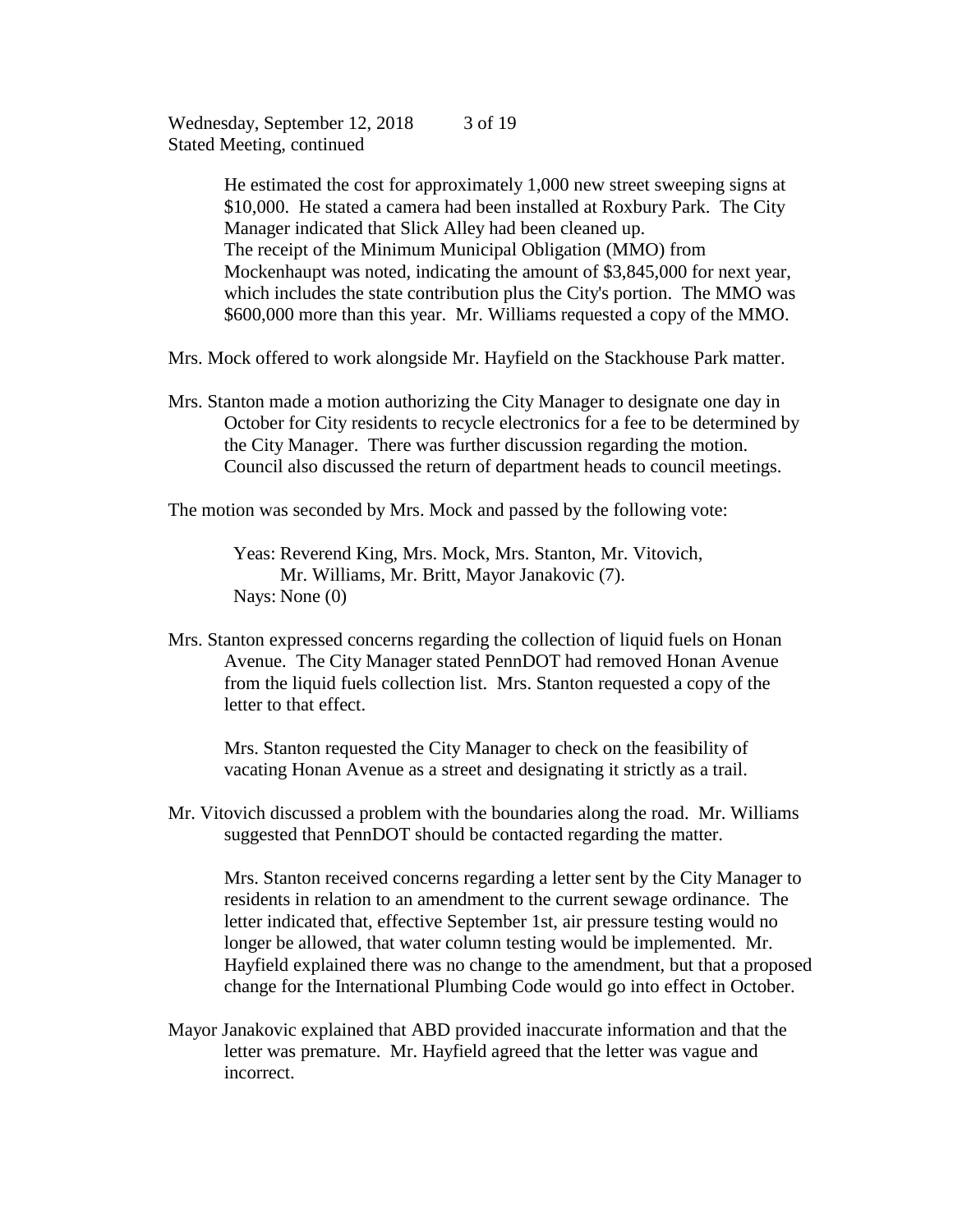He estimated the cost for approximately 1,000 new street sweeping signs at $10,000. He stated a camera had been installed at Roxbury Park. The City Manager indicated that Slick Alley had been cleaned up.
The receipt of the Minimum Municipal Obligation (MMO) from Mockenhaupt was noted, indicating the amount of $3,845,000 for next year, which includes the state contribution plus the City's portion. The MMO was $600,000 more than this year. Mr. Williams requested a copy of the MMO.

Mrs. Mock offered to work alongside Mr. Hayfield on the Stackhouse Park matter.

Mrs. Stanton made a motion authorizing the City Manager to designate one day in October for City residents to recycle electronics for a fee to be determined by the City Manager. There was further discussion regarding the motion. Council also discussed the return of department heads to council meetings.

The motion was seconded by Mrs. Mock and passed by the following vote:

Yeas: Reverend King, Mrs. Mock, Mrs. Stanton, Mr. Vitovich, Mr. Williams, Mr. Britt, Mayor Janakovic (7).
Nays: None (0)

Mrs. Stanton expressed concerns regarding the collection of liquid fuels on Honan Avenue. The City Manager stated PennDOT had removed Honan Avenue from the liquid fuels collection list. Mrs. Stanton requested a copy of the letter to that effect.

Mrs. Stanton requested the City Manager to check on the feasibility of vacating Honan Avenue as a street and designating it strictly as a trail.

Mr. Vitovich discussed a problem with the boundaries along the road. Mr. Williams suggested that PennDOT should be contacted regarding the matter.

Mrs. Stanton received concerns regarding a letter sent by the City Manager to residents in relation to an amendment to the current sewage ordinance. The letter indicated that, effective September 1st, air pressure testing would no longer be allowed, that water column testing would be implemented. Mr. Hayfield explained there was no change to the amendment, but that a proposed change for the International Plumbing Code would go into effect in October.

Mayor Janakovic explained that ABD provided inaccurate information and that the letter was premature. Mr. Hayfield agreed that the letter was vague and incorrect.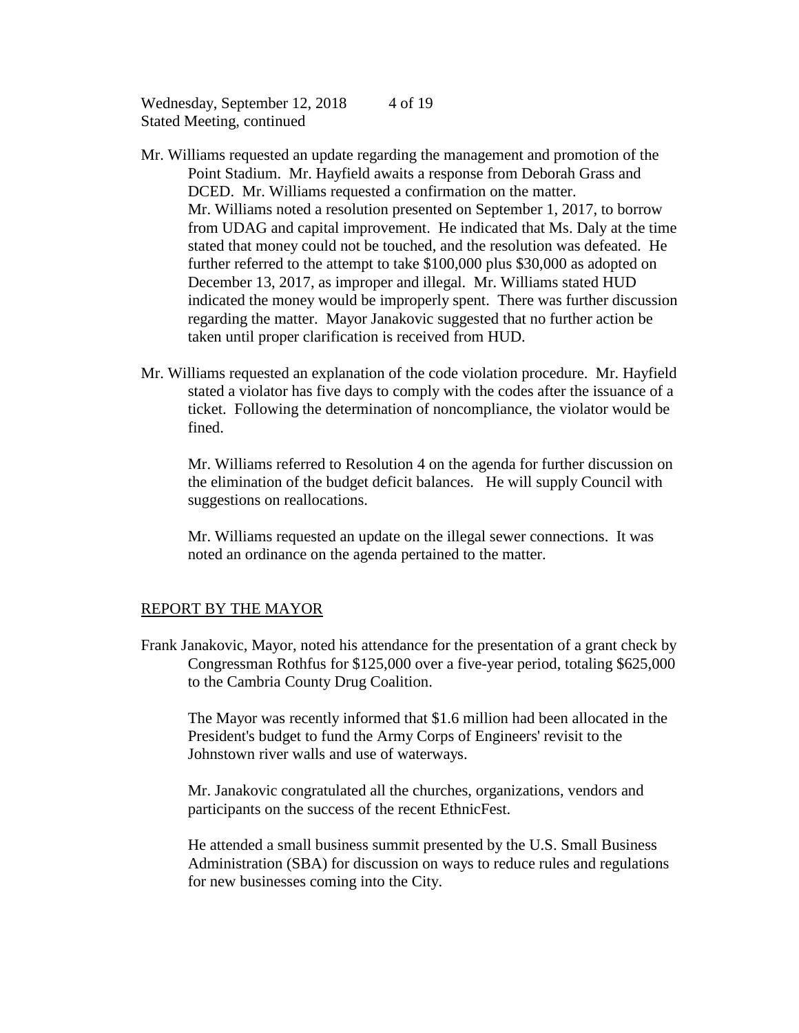Mr. Williams requested an update regarding the management and promotion of the Point Stadium. Mr. Hayfield awaits a response from Deborah Grass and DCED. Mr. Williams requested a confirmation on the matter. Mr. Williams noted a resolution presented on September 1, 2017, to borrow from UDAG and capital improvement. He indicated that Ms. Daly at the time stated that money could not be touched, and the resolution was defeated. He further referred to the attempt to take $100,000 plus $30,000 as adopted on December 13, 2017, as improper and illegal. Mr. Williams stated HUD indicated the money would be improperly spent. There was further discussion regarding the matter. Mayor Janakovic suggested that no further action be taken until proper clarification is received from HUD.

Mr. Williams requested an explanation of the code violation procedure. Mr. Hayfield stated a violator has five days to comply with the codes after the issuance of a ticket. Following the determination of noncompliance, the violator would be fined.

Mr. Williams referred to Resolution 4 on the agenda for further discussion on the elimination of the budget deficit balances. He will supply Council with suggestions on reallocations.

Mr. Williams requested an update on the illegal sewer connections. It was noted an ordinance on the agenda pertained to the matter.

## REPORT BY THE MAYOR

Frank Janakovic, Mayor, noted his attendance for the presentation of a grant check by Congressman Rothfus for $125,000 over a five-year period, totaling $625,000 to the Cambria County Drug Coalition.

The Mayor was recently informed that $1.6 million had been allocated in the President's budget to fund the Army Corps of Engineers' revisit to the Johnstown river walls and use of waterways.

Mr. Janakovic congratulated all the churches, organizations, vendors and participants on the success of the recent EthnicFest.

He attended a small business summit presented by the U.S. Small Business Administration (SBA) for discussion on ways to reduce rules and regulations for new businesses coming into the City.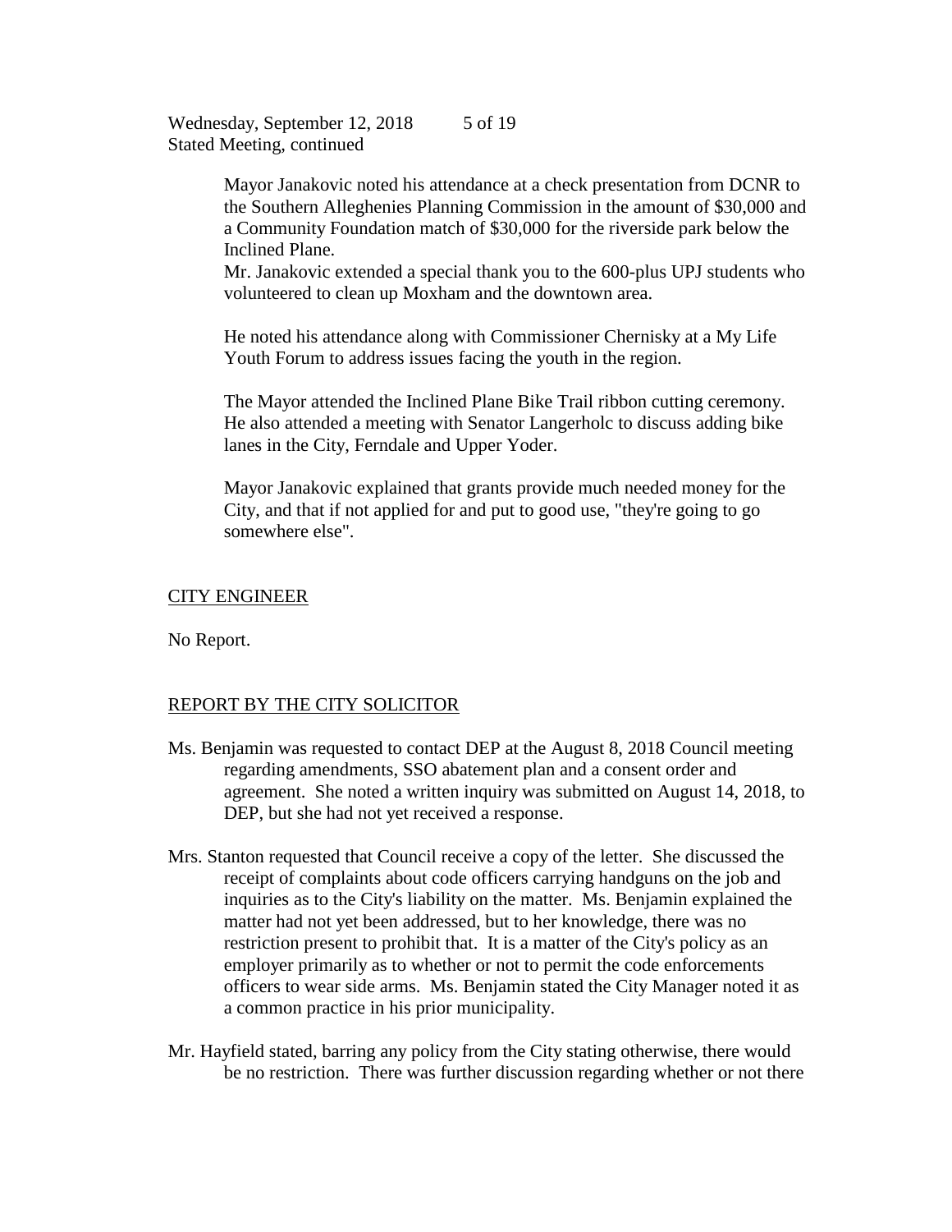Mayor Janakovic noted his attendance at a check presentation from DCNR to the Southern Alleghenies Planning Commission in the amount of $30,000 and a Community Foundation match of $30,000 for the riverside park below the Inclined Plane.

Mr. Janakovic extended a special thank you to the 600-plus UPJ students who volunteered to clean up Moxham and the downtown area.

He noted his attendance along with Commissioner Chernisky at a My Life Youth Forum to address issues facing the youth in the region.

The Mayor attended the Inclined Plane Bike Trail ribbon cutting ceremony. He also attended a meeting with Senator Langerholc to discuss adding bike lanes in the City, Ferndale and Upper Yoder.

Mayor Janakovic explained that grants provide much needed money for the City, and that if not applied for and put to good use, "they're going to go somewhere else".

## CITY ENGINEER

No Report.

## REPORT BY THE CITY SOLICITOR

Ms. Benjamin was requested to contact DEP at the August 8, 2018 Council meeting regarding amendments, SSO abatement plan and a consent order and agreement. She noted a written inquiry was submitted on August 14, 2018, to DEP, but she had not yet received a response.

Mrs. Stanton requested that Council receive a copy of the letter. She discussed the receipt of complaints about code officers carrying handguns on the job and inquiries as to the City's liability on the matter. Ms. Benjamin explained the matter had not yet been addressed, but to her knowledge, there was no restriction present to prohibit that. It is a matter of the City's policy as an employer primarily as to whether or not to permit the code enforcements officers to wear side arms. Ms. Benjamin stated the City Manager noted it as a common practice in his prior municipality.

Mr. Hayfield stated, barring any policy from the City stating otherwise, there would be no restriction. There was further discussion regarding whether or not there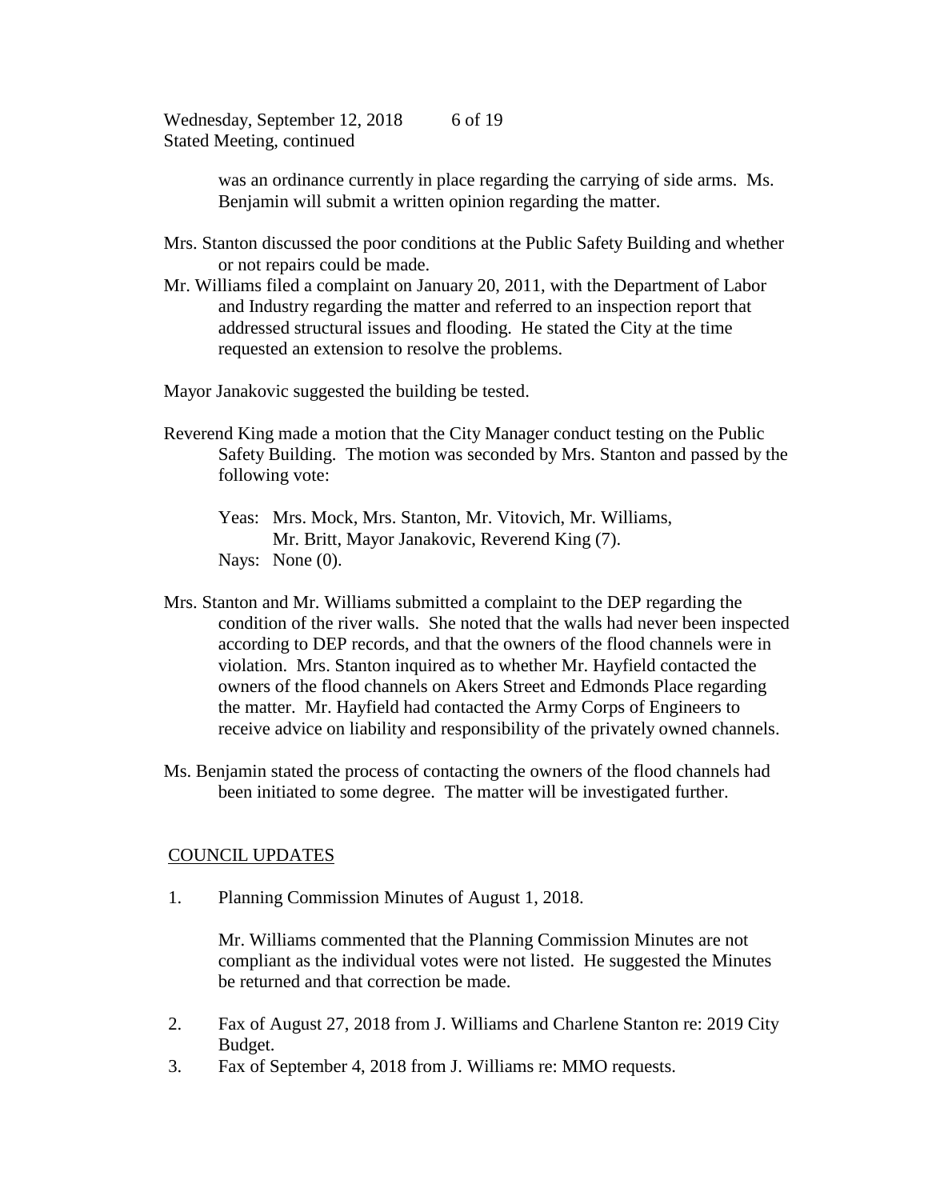was an ordinance currently in place regarding the carrying of side arms. Ms. Benjamin will submit a written opinion regarding the matter.

Mrs. Stanton discussed the poor conditions at the Public Safety Building and whether or not repairs could be made.

Mr. Williams filed a complaint on January 20, 2011, with the Department of Labor and Industry regarding the matter and referred to an inspection report that addressed structural issues and flooding. He stated the City at the time requested an extension to resolve the problems.

Mayor Janakovic suggested the building be tested.

Reverend King made a motion that the City Manager conduct testing on the Public Safety Building. The motion was seconded by Mrs. Stanton and passed by the following vote:

Yeas: Mrs. Mock, Mrs. Stanton, Mr. Vitovich, Mr. Williams, Mr. Britt, Mayor Janakovic, Reverend King (7).
Nays: None (0).

Mrs. Stanton and Mr. Williams submitted a complaint to the DEP regarding the condition of the river walls. She noted that the walls had never been inspected according to DEP records, and that the owners of the flood channels were in violation. Mrs. Stanton inquired as to whether Mr. Hayfield contacted the owners of the flood channels on Akers Street and Edmonds Place regarding the matter. Mr. Hayfield had contacted the Army Corps of Engineers to receive advice on liability and responsibility of the privately owned channels.

Ms. Benjamin stated the process of contacting the owners of the flood channels had been initiated to some degree. The matter will be investigated further.

## COUNCIL UPDATES

1. Planning Commission Minutes of August 1, 2018.

   Mr. Williams commented that the Planning Commission Minutes are not compliant as the individual votes were not listed. He suggested the Minutes be returned and that correction be made.

2. Fax of August 27, 2018 from J. Williams and Charlene Stanton re: 2019 City Budget.
3. Fax of September 4, 2018 from J. Williams re: MMO requests.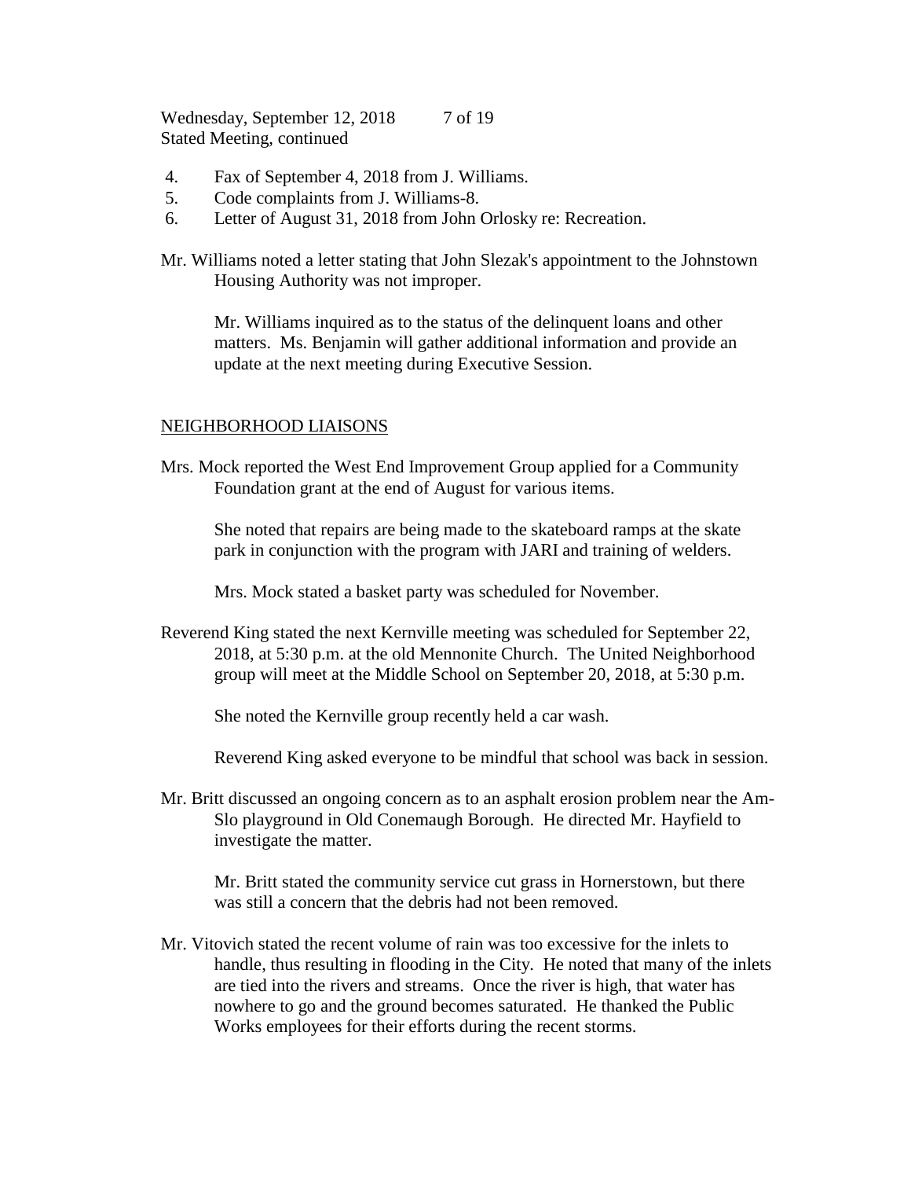4. Fax of September 4, 2018 from J. Williams.
5. Code complaints from J. Williams-8.
6. Letter of August 31, 2018 from John Orlosky re: Recreation.

Mr. Williams noted a letter stating that John Slezak's appointment to the Johnstown Housing Authority was not improper.

Mr. Williams inquired as to the status of the delinquent loans and other matters. Ms. Benjamin will gather additional information and provide an update at the next meeting during Executive Session.

## NEIGHBORHOOD LIAISONS

Mrs. Mock reported the West End Improvement Group applied for a Community Foundation grant at the end of August for various items.

She noted that repairs are being made to the skateboard ramps at the skate park in conjunction with the program with JARI and training of welders.

Mrs. Mock stated a basket party was scheduled for November.

Reverend King stated the next Kernville meeting was scheduled for September 22, 2018, at 5:30 p.m. at the old Mennonite Church. The United Neighborhood group will meet at the Middle School on September 20, 2018, at 5:30 p.m.

She noted the Kernville group recently held a car wash.

Reverend King asked everyone to be mindful that school was back in session.

Mr. Britt discussed an ongoing concern as to an asphalt erosion problem near the Am-Slo playground in Old Conemaugh Borough. He directed Mr. Hayfield to investigate the matter.

Mr. Britt stated the community service cut grass in Hornerstown, but there was still a concern that the debris had not been removed.

Mr. Vitovich stated the recent volume of rain was too excessive for the inlets to handle, thus resulting in flooding in the City. He noted that many of the inlets are tied into the rivers and streams. Once the river is high, that water has nowhere to go and the ground becomes saturated. He thanked the Public Works employees for their efforts during the recent storms.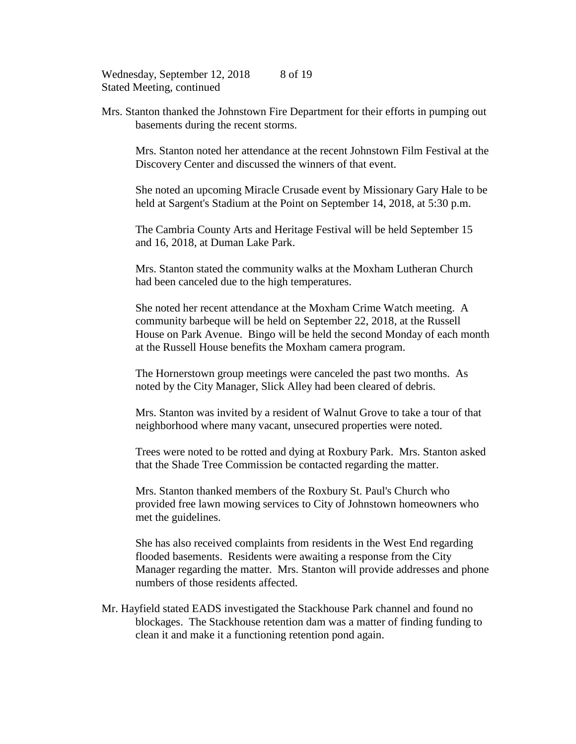Mrs. Stanton thanked the Johnstown Fire Department for their efforts in pumping out basements during the recent storms.

Mrs. Stanton noted her attendance at the recent Johnstown Film Festival at the Discovery Center and discussed the winners of that event.

She noted an upcoming Miracle Crusade event by Missionary Gary Hale to be held at Sargent's Stadium at the Point on September 14, 2018, at 5:30 p.m.

The Cambria County Arts and Heritage Festival will be held September 15 and 16, 2018, at Duman Lake Park.

Mrs. Stanton stated the community walks at the Moxham Lutheran Church had been canceled due to the high temperatures.

She noted her recent attendance at the Moxham Crime Watch meeting. A community barbeque will be held on September 22, 2018, at the Russell House on Park Avenue. Bingo will be held the second Monday of each month at the Russell House benefits the Moxham camera program.

The Hornerstown group meetings were canceled the past two months. As noted by the City Manager, Slick Alley had been cleared of debris.

Mrs. Stanton was invited by a resident of Walnut Grove to take a tour of that neighborhood where many vacant, unsecured properties were noted.

Trees were noted to be rotted and dying at Roxbury Park. Mrs. Stanton asked that the Shade Tree Commission be contacted regarding the matter.

Mrs. Stanton thanked members of the Roxbury St. Paul's Church who provided free lawn mowing services to City of Johnstown homeowners who met the guidelines.

She has also received complaints from residents in the West End regarding flooded basements. Residents were awaiting a response from the City Manager regarding the matter. Mrs. Stanton will provide addresses and phone numbers of those residents affected.

Mr. Hayfield stated EADS investigated the Stackhouse Park channel and found no blockages. The Stackhouse retention dam was a matter of finding funding to clean it and make it a functioning retention pond again.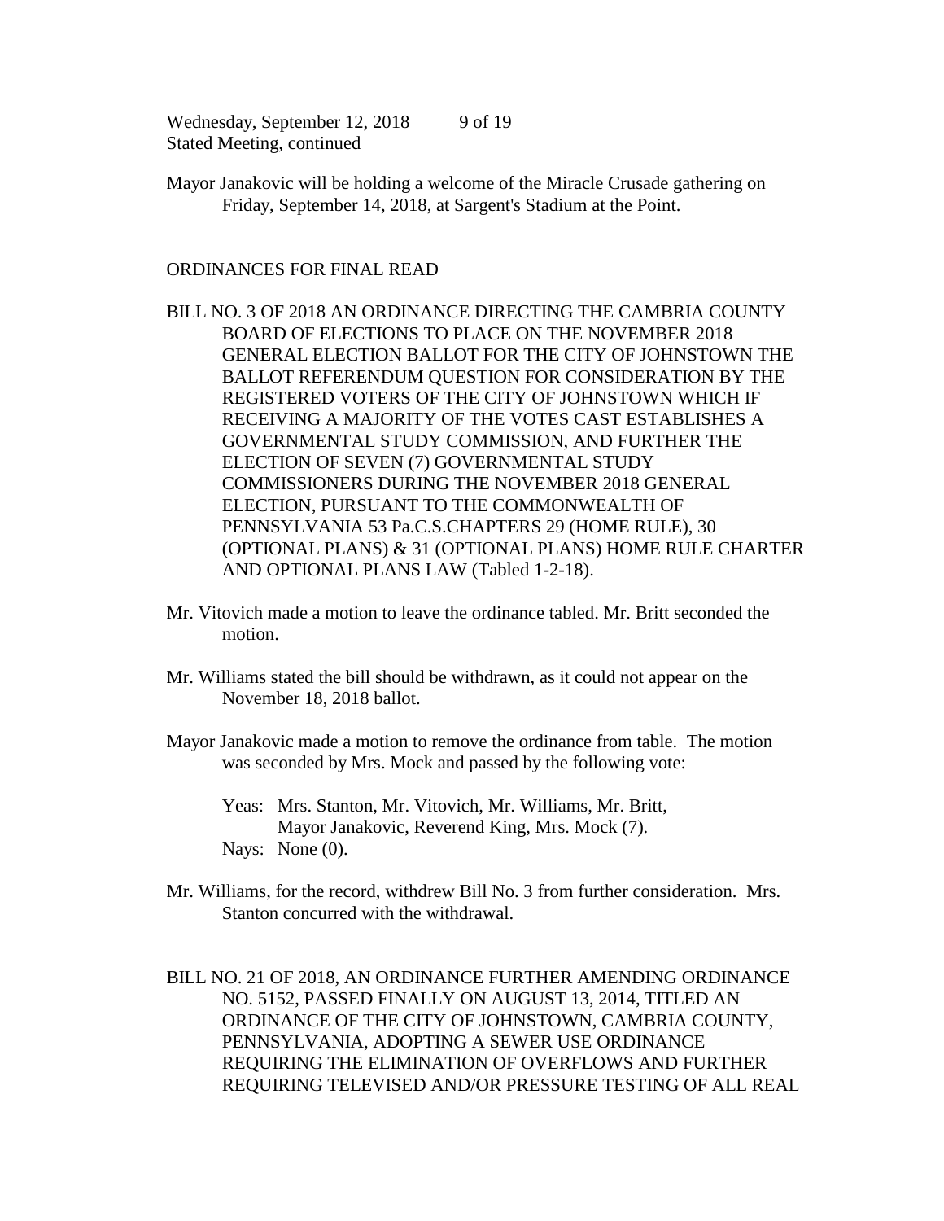Mayor Janakovic will be holding a welcome of the Miracle Crusade gathering on Friday, September 14, 2018, at Sargent's Stadium at the Point.

## ORDINANCES FOR FINAL READ

BILL NO. 3 OF 2018 AN ORDINANCE DIRECTING THE CAMBRIA COUNTY BOARD OF ELECTIONS TO PLACE ON THE NOVEMBER 2018 GENERAL ELECTION BALLOT FOR THE CITY OF JOHNSTOWN THE BALLOT REFERENDUM QUESTION FOR CONSIDERATION BY THE REGISTERED VOTERS OF THE CITY OF JOHNSTOWN WHICH IF RECEIVING A MAJORITY OF THE VOTES CAST ESTABLISHES A GOVERNMENTAL STUDY COMMISSION, AND FURTHER THE ELECTION OF SEVEN (7) GOVERNMENTAL STUDY COMMISSIONERS DURING THE NOVEMBER 2018 GENERAL ELECTION, PURSUANT TO THE COMMONWEALTH OF PENNSYLVANIA 53 Pa.C.S.CHAPTERS 29 (HOME RULE), 30 (OPTIONAL PLANS) & 31 (OPTIONAL PLANS) HOME RULE CHARTER AND OPTIONAL PLANS LAW (Tabled 1-2-18).

Mr. Vitovich made a motion to leave the ordinance tabled. Mr. Britt seconded the motion.

Mr. Williams stated the bill should be withdrawn, as it could not appear on the November 18, 2018 ballot.

Mayor Janakovic made a motion to remove the ordinance from table. The motion was seconded by Mrs. Mock and passed by the following vote:

Yeas: Mrs. Stanton, Mr. Vitovich, Mr. Williams, Mr. Britt, Mayor Janakovic, Reverend King, Mrs. Mock (7).
Nays: None (0).

Mr. Williams, for the record, withdrew Bill No. 3 from further consideration. Mrs. Stanton concurred with the withdrawal.

BILL NO. 21 OF 2018, AN ORDINANCE FURTHER AMENDING ORDINANCE NO. 5152, PASSED FINALLY ON AUGUST 13, 2014, TITLED AN ORDINANCE OF THE CITY OF JOHNSTOWN, CAMBRIA COUNTY, PENNSYLVANIA, ADOPTING A SEWER USE ORDINANCE REQUIRING THE ELIMINATION OF OVERFLOWS AND FURTHER REQUIRING TELEVISED AND/OR PRESSURE TESTING OF ALL REAL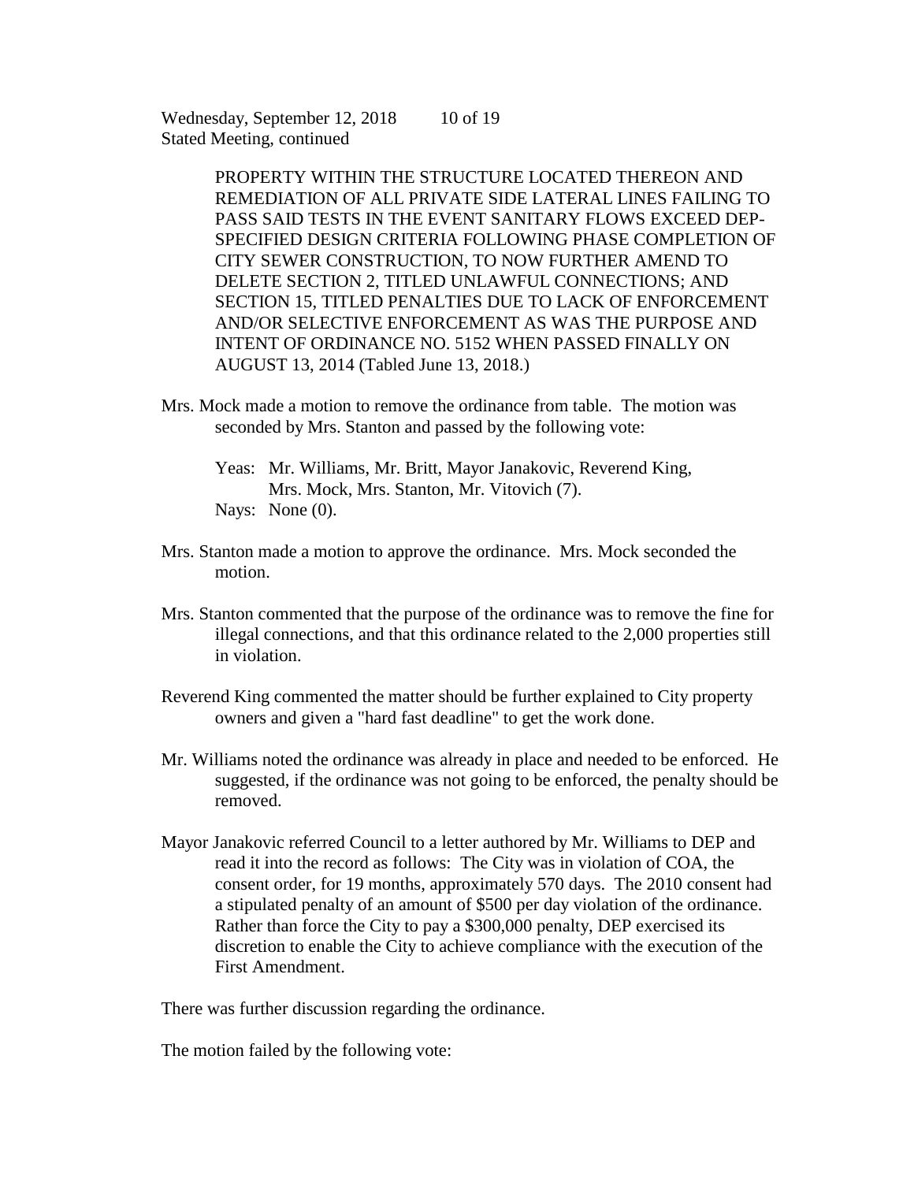PROPERTY WITHIN THE STRUCTURE LOCATED THEREON AND REMEDIATION OF ALL PRIVATE SIDE LATERAL LINES FAILING TO PASS SAID TESTS IN THE EVENT SANITARY FLOWS EXCEED DEP-SPECIFIED DESIGN CRITERIA FOLLOWING PHASE COMPLETION OF CITY SEWER CONSTRUCTION, TO NOW FURTHER AMEND TO DELETE SECTION 2, TITLED UNLAWFUL CONNECTIONS; AND SECTION 15, TITLED PENALTIES DUE TO LACK OF ENFORCEMENT AND/OR SELECTIVE ENFORCEMENT AS WAS THE PURPOSE AND INTENT OF ORDINANCE NO. 5152 WHEN PASSED FINALLY ON AUGUST 13, 2014 (Tabled June 13, 2018.)

Mrs. Mock made a motion to remove the ordinance from table. The motion was seconded by Mrs. Stanton and passed by the following vote:

Yeas: Mr. Williams, Mr. Britt, Mayor Janakovic, Reverend King, Mrs. Mock, Mrs. Stanton, Mr. Vitovich (7).
Nays: None (0).

Mrs. Stanton made a motion to approve the ordinance. Mrs. Mock seconded the motion.

Mrs. Stanton commented that the purpose of the ordinance was to remove the fine for illegal connections, and that this ordinance related to the 2,000 properties still in violation.

Reverend King commented the matter should be further explained to City property owners and given a "hard fast deadline" to get the work done.

Mr. Williams noted the ordinance was already in place and needed to be enforced. He suggested, if the ordinance was not going to be enforced, the penalty should be removed.

Mayor Janakovic referred Council to a letter authored by Mr. Williams to DEP and read it into the record as follows: The City was in violation of COA, the consent order, for 19 months, approximately 570 days. The 2010 consent had a stipulated penalty of an amount of $500 per day violation of the ordinance. Rather than force the City to pay a $300,000 penalty, DEP exercised its discretion to enable the City to achieve compliance with the execution of the First Amendment.

There was further discussion regarding the ordinance.

The motion failed by the following vote: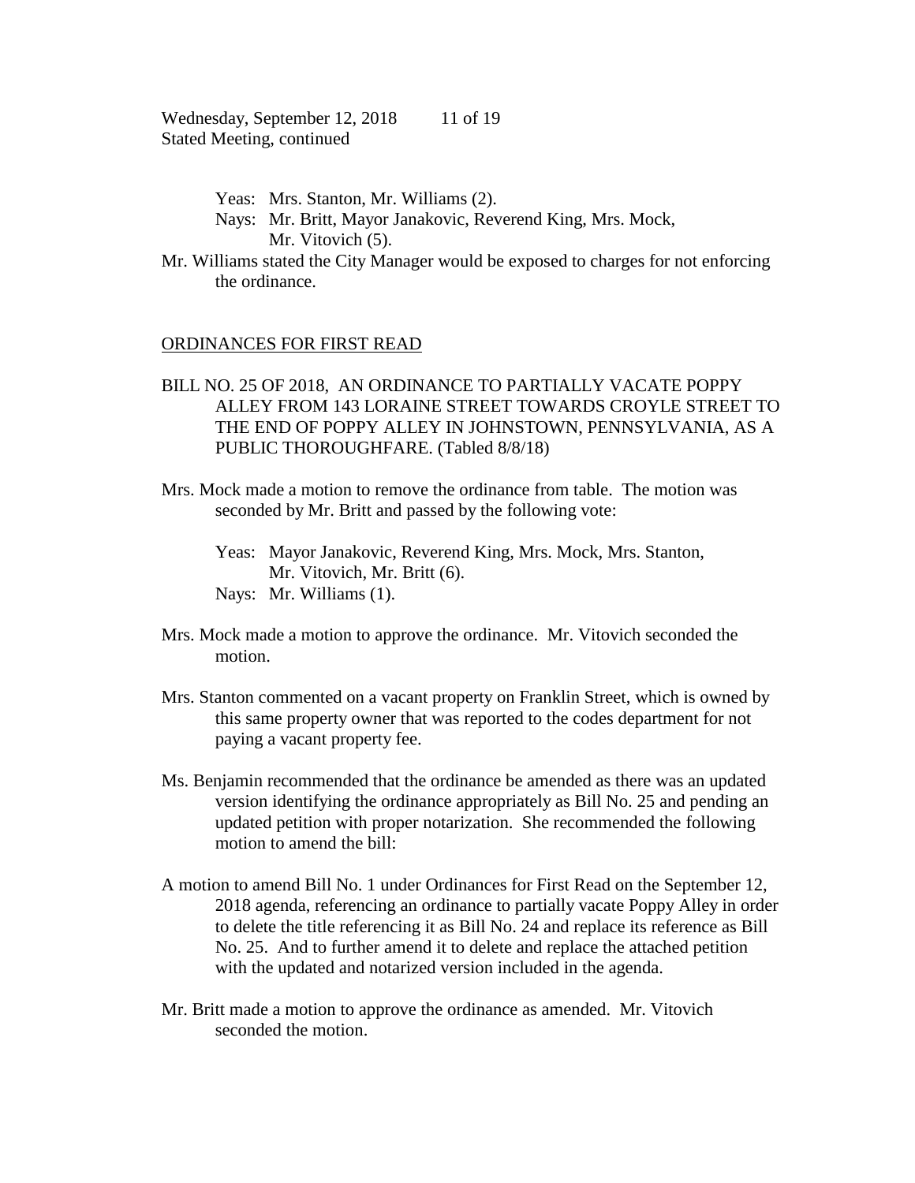Yeas: Mrs. Stanton, Mr. Williams (2).
Nays: Mr. Britt, Mayor Janakovic, Reverend King, Mrs. Mock, Mr. Vitovich (5).

Mr. Williams stated the City Manager would be exposed to charges for not enforcing the ordinance.

## ORDINANCES FOR FIRST READ

BILL NO. 25 OF 2018, AN ORDINANCE TO PARTIALLY VACATE POPPY ALLEY FROM 143 LORAINE STREET TOWARDS CROYLE STREET TO THE END OF POPPY ALLEY IN JOHNSTOWN, PENNSYLVANIA, AS A PUBLIC THOROUGHFARE. (Tabled 8/8/18)

Mrs. Mock made a motion to remove the ordinance from table. The motion was seconded by Mr. Britt and passed by the following vote:

Yeas: Mayor Janakovic, Reverend King, Mrs. Mock, Mrs. Stanton, Mr. Vitovich, Mr. Britt (6).
Nays: Mr. Williams (1).

Mrs. Mock made a motion to approve the ordinance. Mr. Vitovich seconded the motion.

Mrs. Stanton commented on a vacant property on Franklin Street, which is owned by this same property owner that was reported to the codes department for not paying a vacant property fee.

Ms. Benjamin recommended that the ordinance be amended as there was an updated version identifying the ordinance appropriately as Bill No. 25 and pending an updated petition with proper notarization. She recommended the following motion to amend the bill:

A motion to amend Bill No. 1 under Ordinances for First Read on the September 12, 2018 agenda, referencing an ordinance to partially vacate Poppy Alley in order to delete the title referencing it as Bill No. 24 and replace its reference as Bill No. 25. And to further amend it to delete and replace the attached petition with the updated and notarized version included in the agenda.

Mr. Britt made a motion to approve the ordinance as amended. Mr. Vitovich seconded the motion.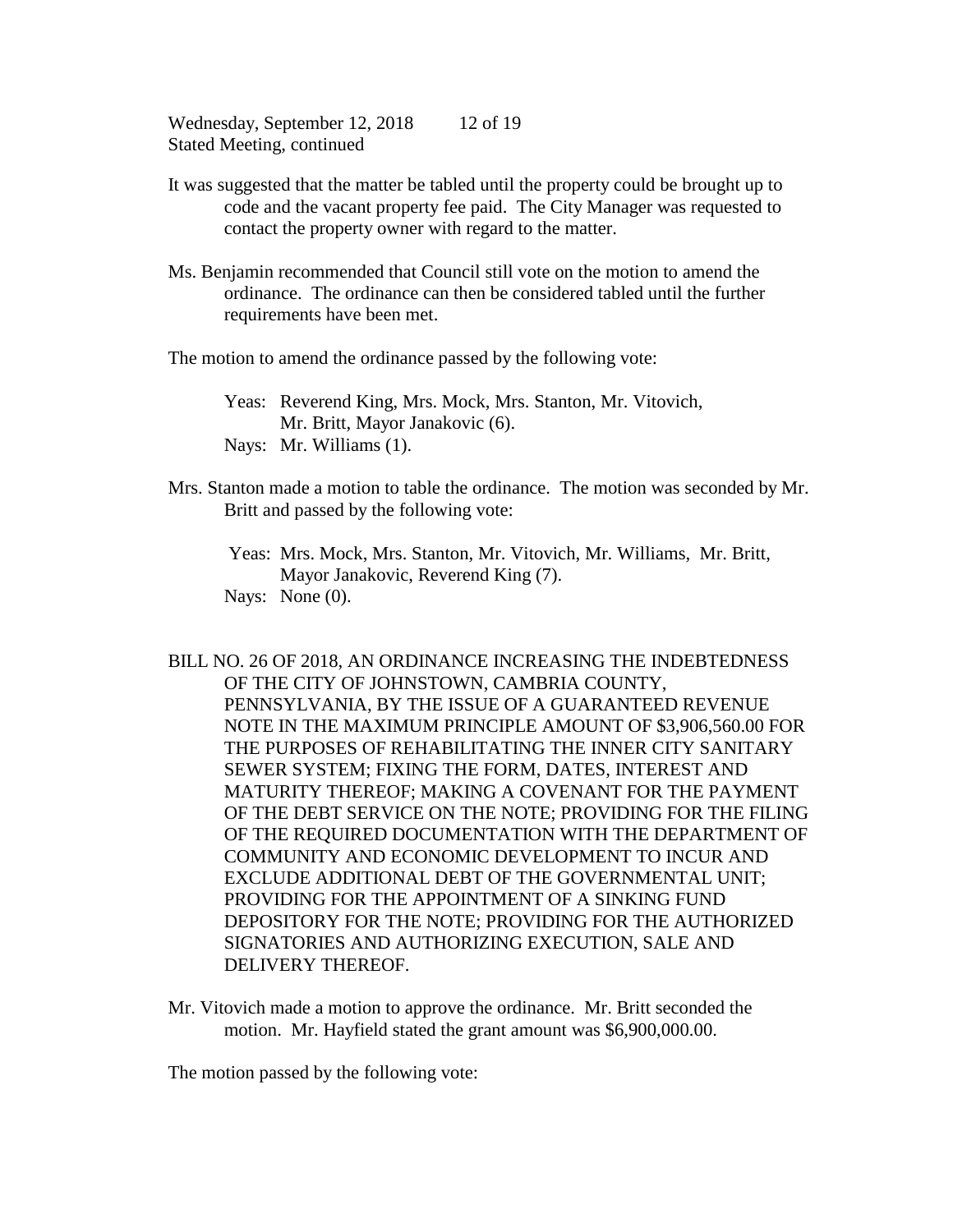It was suggested that the matter be tabled until the property could be brought up to code and the vacant property fee paid. The City Manager was requested to contact the property owner with regard to the matter.

Ms. Benjamin recommended that Council still vote on the motion to amend the ordinance. The ordinance can then be considered tabled until the further requirements have been met.

The motion to amend the ordinance passed by the following vote:

Yeas: Reverend King, Mrs. Mock, Mrs. Stanton, Mr. Vitovich, Mr. Britt, Mayor Janakovic (6).
Nays: Mr. Williams (1).

Mrs. Stanton made a motion to table the ordinance. The motion was seconded by Mr. Britt and passed by the following vote:

Yeas: Mrs. Mock, Mrs. Stanton, Mr. Vitovich, Mr. Williams, Mr. Britt, Mayor Janakovic, Reverend King (7).
Nays: None (0).

BILL NO. 26 OF 2018, AN ORDINANCE INCREASING THE INDEBTEDNESS OF THE CITY OF JOHNSTOWN, CAMBRIA COUNTY, PENNSYLVANIA, BY THE ISSUE OF A GUARANTEED REVENUE NOTE IN THE MAXIMUM PRINCIPLE AMOUNT OF $3,906,560.00 FOR THE PURPOSES OF REHABILITATING THE INNER CITY SANITARY SEWER SYSTEM; FIXING THE FORM, DATES, INTEREST AND MATURITY THEREOF; MAKING A COVENANT FOR THE PAYMENT OF THE DEBT SERVICE ON THE NOTE; PROVIDING FOR THE FILING OF THE REQUIRED DOCUMENTATION WITH THE DEPARTMENT OF COMMUNITY AND ECONOMIC DEVELOPMENT TO INCUR AND EXCLUDE ADDITIONAL DEBT OF THE GOVERNMENTAL UNIT; PROVIDING FOR THE APPOINTMENT OF A SINKING FUND DEPOSITORY FOR THE NOTE; PROVIDING FOR THE AUTHORIZED SIGNATORIES AND AUTHORIZING EXECUTION, SALE AND DELIVERY THEREOF.

Mr. Vitovich made a motion to approve the ordinance. Mr. Britt seconded the motion. Mr. Hayfield stated the grant amount was $6,900,000.00.

The motion passed by the following vote: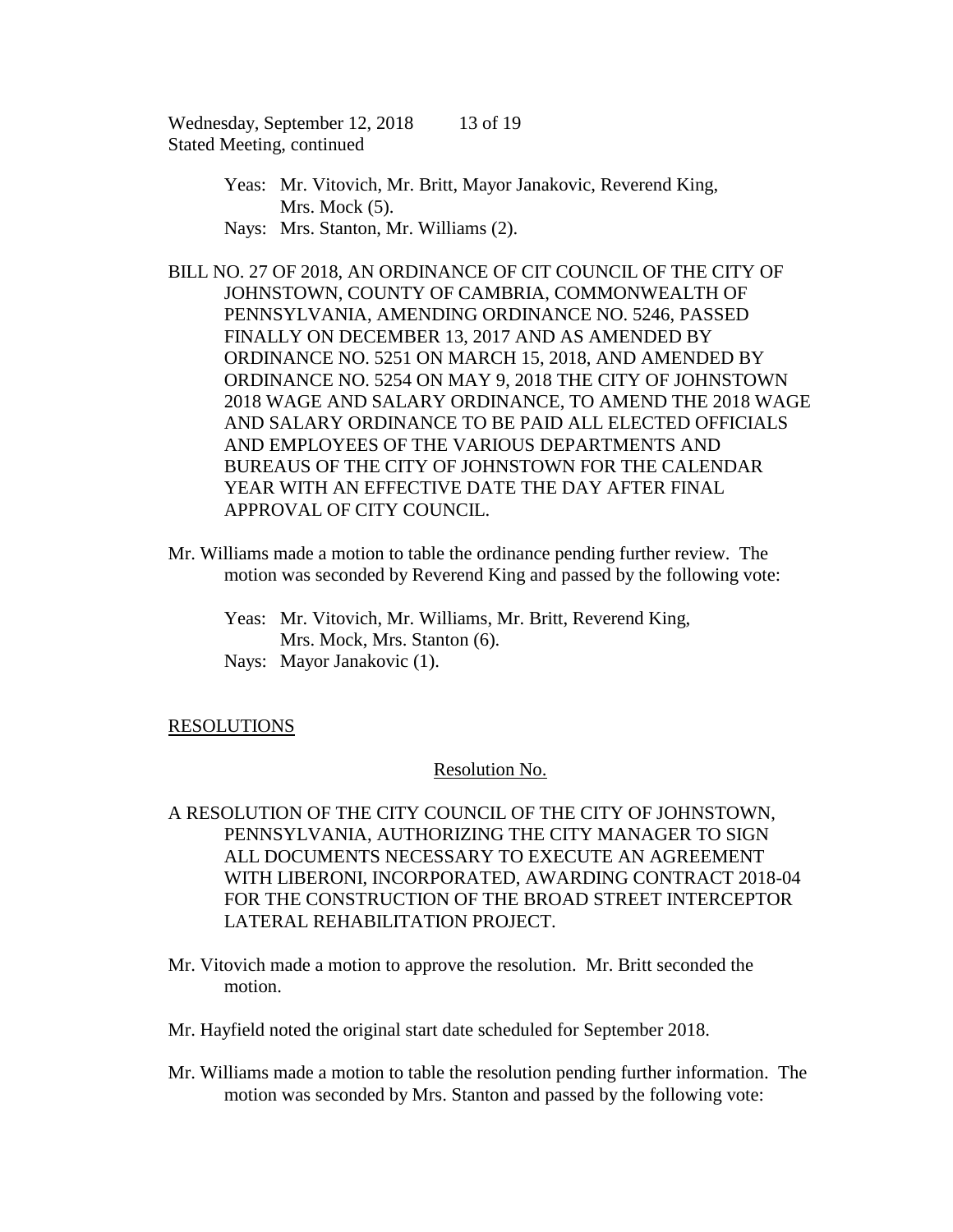Yeas: Mr. Vitovich, Mr. Britt, Mayor Janakovic, Reverend King, Mrs. Mock (5).
Nays: Mrs. Stanton, Mr. Williams (2).

BILL NO. 27 OF 2018, AN ORDINANCE OF CIT COUNCIL OF THE CITY OF JOHNSTOWN, COUNTY OF CAMBRIA, COMMONWEALTH OF PENNSYLVANIA, AMENDING ORDINANCE NO. 5246, PASSED FINALLY ON DECEMBER 13, 2017 AND AS AMENDED BY ORDINANCE NO. 5251 ON MARCH 15, 2018, AND AMENDED BY ORDINANCE NO. 5254 ON MAY 9, 2018 THE CITY OF JOHNSTOWN 2018 WAGE AND SALARY ORDINANCE, TO AMEND THE 2018 WAGE AND SALARY ORDINANCE TO BE PAID ALL ELECTED OFFICIALS AND EMPLOYEES OF THE VARIOUS DEPARTMENTS AND BUREAUS OF THE CITY OF JOHNSTOWN FOR THE CALENDAR YEAR WITH AN EFFECTIVE DATE THE DAY AFTER FINAL APPROVAL OF CITY COUNCIL.

Mr. Williams made a motion to table the ordinance pending further review. The motion was seconded by Reverend King and passed by the following vote:

Yeas: Mr. Vitovich, Mr. Williams, Mr. Britt, Reverend King, Mrs. Mock, Mrs. Stanton (6).
Nays: Mayor Janakovic (1).

<u>RESOLUTIONS</u>

<u>Resolution No.</u>

A RESOLUTION OF THE CITY COUNCIL OF THE CITY OF JOHNSTOWN, PENNSYLVANIA, AUTHORIZING THE CITY MANAGER TO SIGN ALL DOCUMENTS NECESSARY TO EXECUTE AN AGREEMENT WITH LIBERONI, INCORPORATED, AWARDING CONTRACT 2018-04 FOR THE CONSTRUCTION OF THE BROAD STREET INTERCEPTOR LATERAL REHABILITATION PROJECT.

Mr. Vitovich made a motion to approve the resolution. Mr. Britt seconded the motion.

Mr. Hayfield noted the original start date scheduled for September 2018.

Mr. Williams made a motion to table the resolution pending further information. The motion was seconded by Mrs. Stanton and passed by the following vote: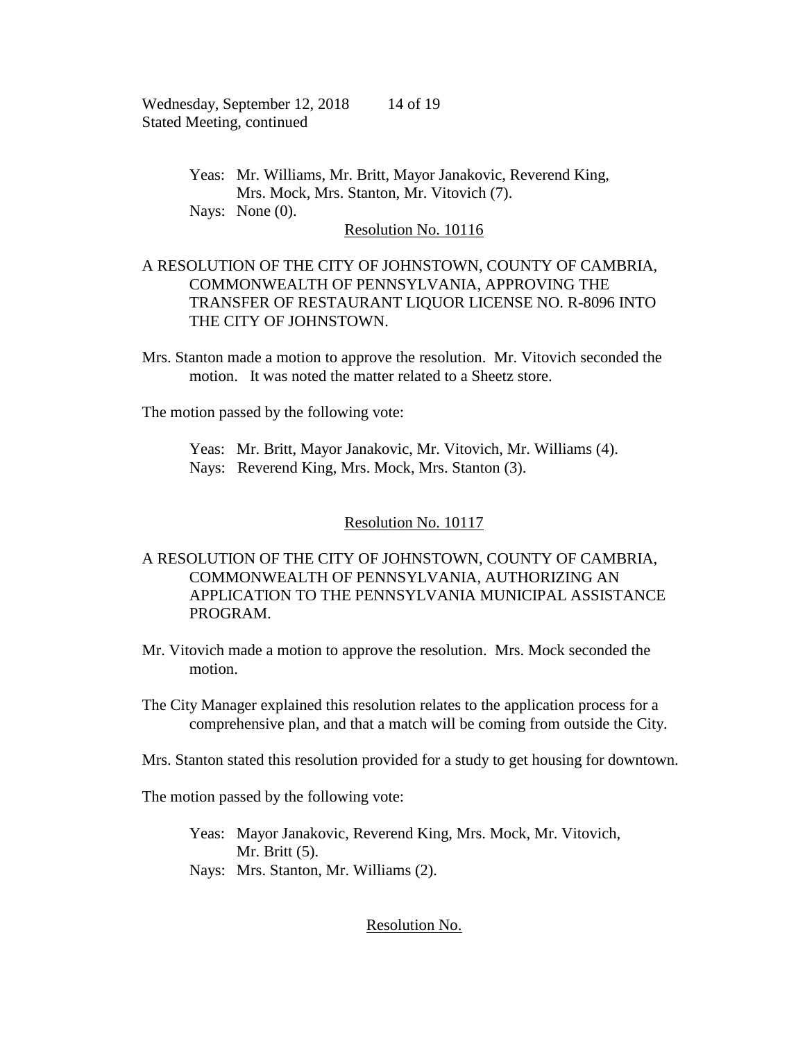Yeas: Mr. Williams, Mr. Britt, Mayor Janakovic, Reverend King, Mrs. Mock, Mrs. Stanton, Mr. Vitovich (7).
Nays: None (0).

Resolution No. 10116

A RESOLUTION OF THE CITY OF JOHNSTOWN, COUNTY OF CAMBRIA, COMMONWEALTH OF PENNSYLVANIA, APPROVING THE TRANSFER OF RESTAURANT LIQUOR LICENSE NO. R-8096 INTO THE CITY OF JOHNSTOWN.

Mrs. Stanton made a motion to approve the resolution. Mr. Vitovich seconded the motion. It was noted the matter related to a Sheetz store.

The motion passed by the following vote:

Yeas: Mr. Britt, Mayor Janakovic, Mr. Vitovich, Mr. Williams (4).
Nays: Reverend King, Mrs. Mock, Mrs. Stanton (3).

Resolution No. 10117

A RESOLUTION OF THE CITY OF JOHNSTOWN, COUNTY OF CAMBRIA, COMMONWEALTH OF PENNSYLVANIA, AUTHORIZING AN APPLICATION TO THE PENNSYLVANIA MUNICIPAL ASSISTANCE PROGRAM.

Mr. Vitovich made a motion to approve the resolution. Mrs. Mock seconded the motion.

The City Manager explained this resolution relates to the application process for a comprehensive plan, and that a match will be coming from outside the City.

Mrs. Stanton stated this resolution provided for a study to get housing for downtown.

The motion passed by the following vote:

Yeas: Mayor Janakovic, Reverend King, Mrs. Mock, Mr. Vitovich, Mr. Britt (5).
Nays: Mrs. Stanton, Mr. Williams (2).

Resolution No.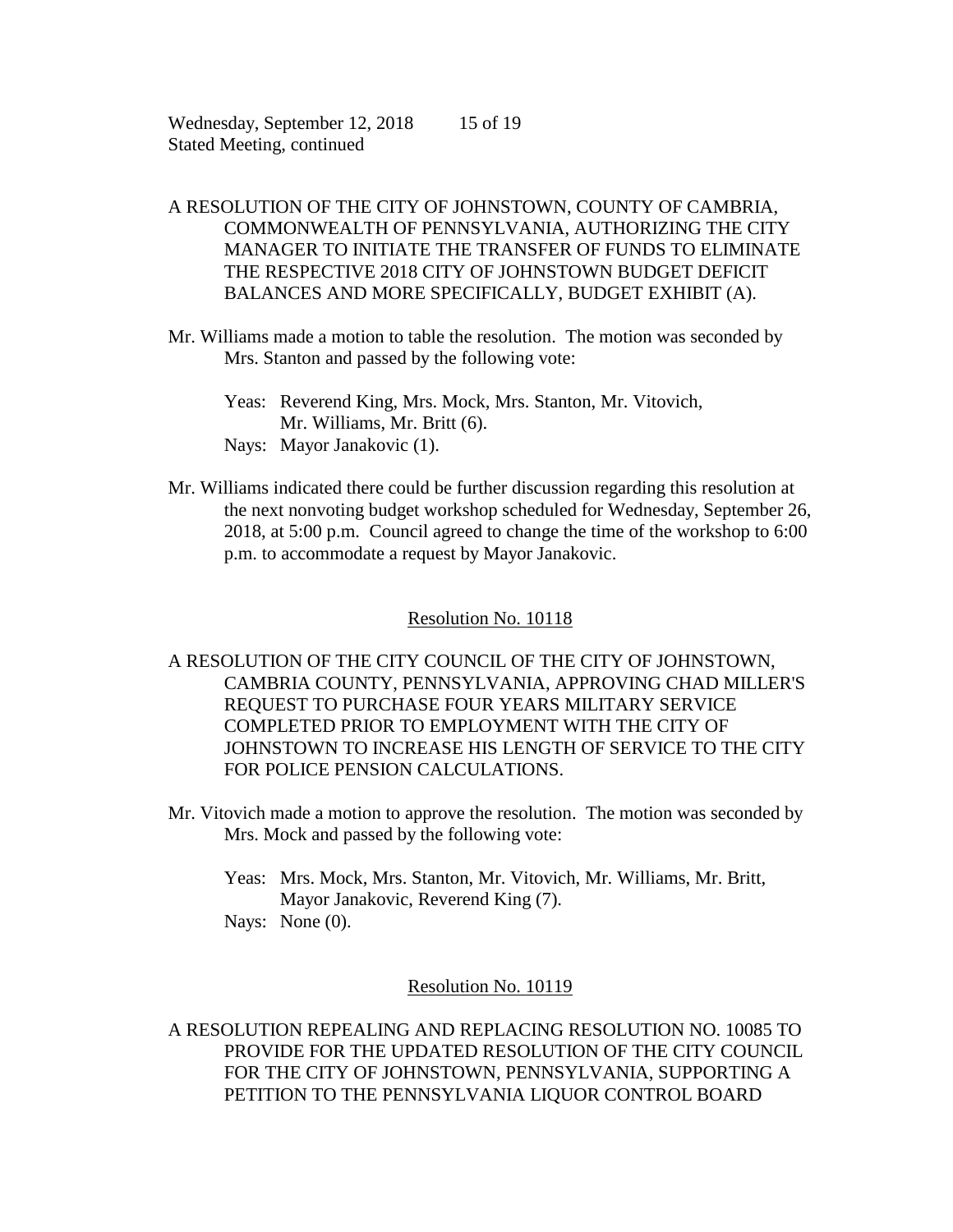A RESOLUTION OF THE CITY OF JOHNSTOWN, COUNTY OF CAMBRIA, COMMONWEALTH OF PENNSYLVANIA, AUTHORIZING THE CITY MANAGER TO INITIATE THE TRANSFER OF FUNDS TO ELIMINATE THE RESPECTIVE 2018 CITY OF JOHNSTOWN BUDGET DEFICIT BALANCES AND MORE SPECIFICALLY, BUDGET EXHIBIT (A).

Mr. Williams made a motion to table the resolution. The motion was seconded by Mrs. Stanton and passed by the following vote:

Yeas: Reverend King, Mrs. Mock, Mrs. Stanton, Mr. Vitovich, Mr. Williams, Mr. Britt (6).
Nays: Mayor Janakovic (1).

Mr. Williams indicated there could be further discussion regarding this resolution at the next nonvoting budget workshop scheduled for Wednesday, September 26, 2018, at 5:00 p.m. Council agreed to change the time of the workshop to 6:00 p.m. to accommodate a request by Mayor Janakovic.

## Resolution No. 10118

A RESOLUTION OF THE CITY COUNCIL OF THE CITY OF JOHNSTOWN, CAMBRIA COUNTY, PENNSYLVANIA, APPROVING CHAD MILLER'S REQUEST TO PURCHASE FOUR YEARS MILITARY SERVICE COMPLETED PRIOR TO EMPLOYMENT WITH THE CITY OF JOHNSTOWN TO INCREASE HIS LENGTH OF SERVICE TO THE CITY FOR POLICE PENSION CALCULATIONS.

Mr. Vitovich made a motion to approve the resolution. The motion was seconded by Mrs. Mock and passed by the following vote:

Yeas: Mrs. Mock, Mrs. Stanton, Mr. Vitovich, Mr. Williams, Mr. Britt, Mayor Janakovic, Reverend King (7).
Nays: None (0).

## Resolution No. 10119

A RESOLUTION REPEALING AND REPLACING RESOLUTION NO. 10085 TO PROVIDE FOR THE UPDATED RESOLUTION OF THE CITY COUNCIL FOR THE CITY OF JOHNSTOWN, PENNSYLVANIA, SUPPORTING A PETITION TO THE PENNSYLVANIA LIQUOR CONTROL BOARD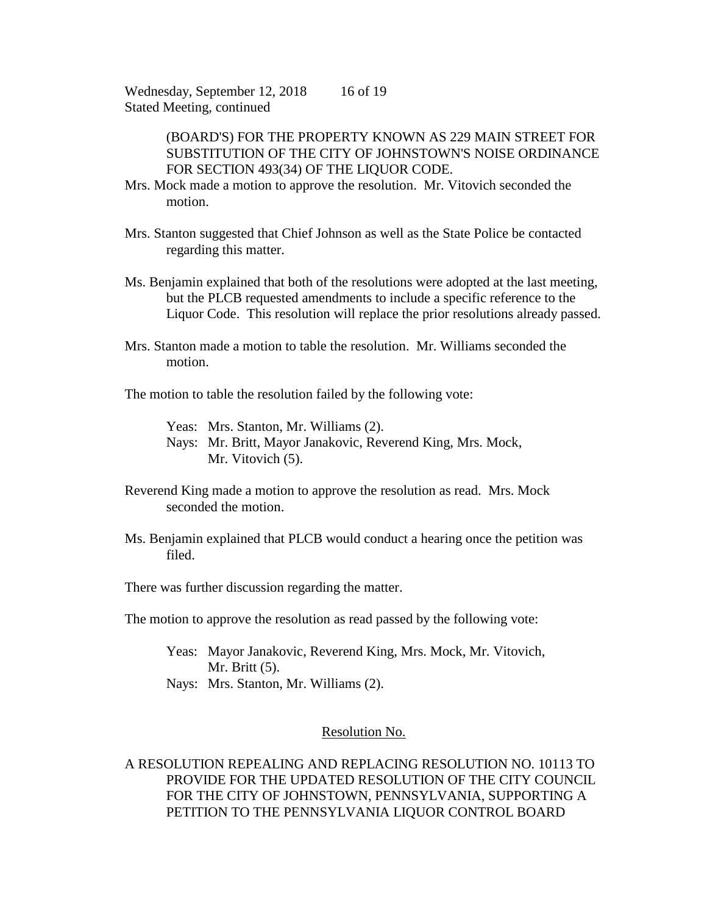(BOARD'S) FOR THE PROPERTY KNOWN AS 229 MAIN STREET FOR SUBSTITUTION OF THE CITY OF JOHNSTOWN'S NOISE ORDINANCE FOR SECTION 493(34) OF THE LIQUOR CODE.

Mrs. Mock made a motion to approve the resolution. Mr. Vitovich seconded the motion.

Mrs. Stanton suggested that Chief Johnson as well as the State Police be contacted regarding this matter.

Ms. Benjamin explained that both of the resolutions were adopted at the last meeting, but the PLCB requested amendments to include a specific reference to the Liquor Code. This resolution will replace the prior resolutions already passed.

Mrs. Stanton made a motion to table the resolution. Mr. Williams seconded the motion.

The motion to table the resolution failed by the following vote:

Yeas: Mrs. Stanton, Mr. Williams (2).
Nays: Mr. Britt, Mayor Janakovic, Reverend King, Mrs. Mock, Mr. Vitovich (5).

Reverend King made a motion to approve the resolution as read. Mrs. Mock seconded the motion.

Ms. Benjamin explained that PLCB would conduct a hearing once the petition was filed.

There was further discussion regarding the matter.

The motion to approve the resolution as read passed by the following vote:

Yeas: Mayor Janakovic, Reverend King, Mrs. Mock, Mr. Vitovich, Mr. Britt (5).
Nays: Mrs. Stanton, Mr. Williams (2).

Resolution No.

A RESOLUTION REPEALING AND REPLACING RESOLUTION NO. 10113 TO PROVIDE FOR THE UPDATED RESOLUTION OF THE CITY COUNCIL FOR THE CITY OF JOHNSTOWN, PENNSYLVANIA, SUPPORTING A PETITION TO THE PENNSYLVANIA LIQUOR CONTROL BOARD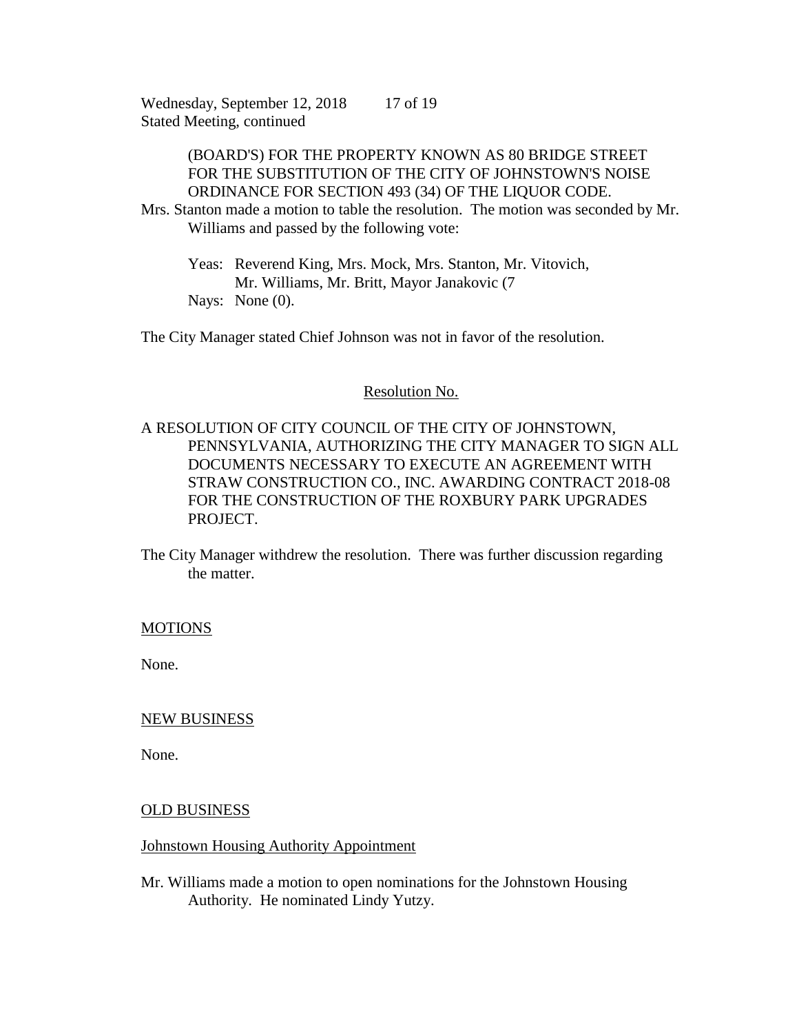(BOARD'S) FOR THE PROPERTY KNOWN AS 80 BRIDGE STREET FOR THE SUBSTITUTION OF THE CITY OF JOHNSTOWN'S NOISE ORDINANCE FOR SECTION 493 (34) OF THE LIQUOR CODE.

Mrs. Stanton made a motion to table the resolution. The motion was seconded by Mr. Williams and passed by the following vote:

Yeas: Reverend King, Mrs. Mock, Mrs. Stanton, Mr. Vitovich, Mr. Williams, Mr. Britt, Mayor Janakovic (7
Nays: None (0).

The City Manager stated Chief Johnson was not in favor of the resolution.

<u>Resolution No.</u>

A RESOLUTION OF CITY COUNCIL OF THE CITY OF JOHNSTOWN, PENNSYLVANIA, AUTHORIZING THE CITY MANAGER TO SIGN ALL DOCUMENTS NECESSARY TO EXECUTE AN AGREEMENT WITH STRAW CONSTRUCTION CO., INC. AWARDING CONTRACT 2018-08 FOR THE CONSTRUCTION OF THE ROXBURY PARK UPGRADES PROJECT.

The City Manager withdrew the resolution. There was further discussion regarding the matter.

## MOTIONS

None.

## NEW BUSINESS

None.

## OLD BUSINESS

### Johnstown Housing Authority Appointment

Mr. Williams made a motion to open nominations for the Johnstown Housing Authority. He nominated Lindy Yutzy.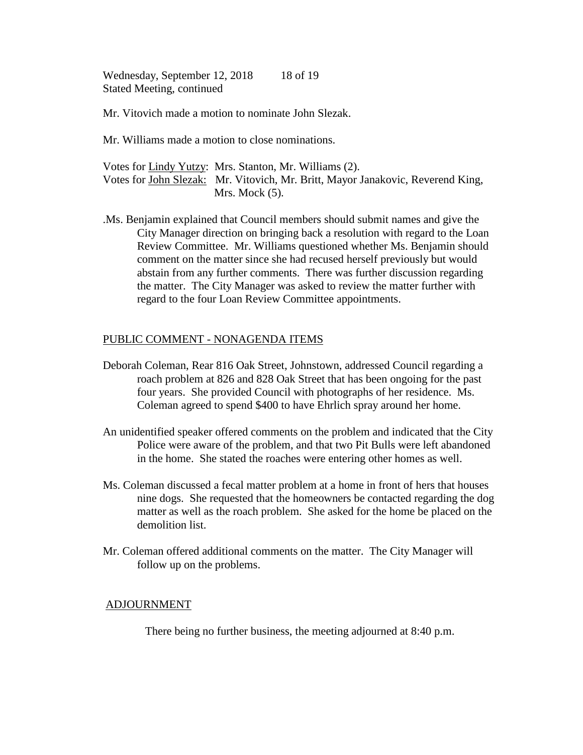Mr. Vitovich made a motion to nominate John Slezak.

Mr. Williams made a motion to close nominations.

Votes for Lindy Yutzy: Mrs. Stanton, Mr. Williams (2).
Votes for John Slezak: Mr. Vitovich, Mr. Britt, Mayor Janakovic, Reverend King, Mrs. Mock (5).

.Ms. Benjamin explained that Council members should submit names and give the City Manager direction on bringing back a resolution with regard to the Loan Review Committee. Mr. Williams questioned whether Ms. Benjamin should comment on the matter since she had recused herself previously but would abstain from any further comments. There was further discussion regarding the matter. The City Manager was asked to review the matter further with regard to the four Loan Review Committee appointments.

## PUBLIC COMMENT - NONAGENDA ITEMS

Deborah Coleman, Rear 816 Oak Street, Johnstown, addressed Council regarding a roach problem at 826 and 828 Oak Street that has been ongoing for the past four years. She provided Council with photographs of her residence. Ms. Coleman agreed to spend $400 to have Ehrlich spray around her home.

An unidentified speaker offered comments on the problem and indicated that the City Police were aware of the problem, and that two Pit Bulls were left abandoned in the home. She stated the roaches were entering other homes as well.

Ms. Coleman discussed a fecal matter problem at a home in front of hers that houses nine dogs. She requested that the homeowners be contacted regarding the dog matter as well as the roach problem. She asked for the home be placed on the demolition list.

Mr. Coleman offered additional comments on the matter. The City Manager will follow up on the problems.

## ADJOURNMENT

There being no further business, the meeting adjourned at 8:40 p.m.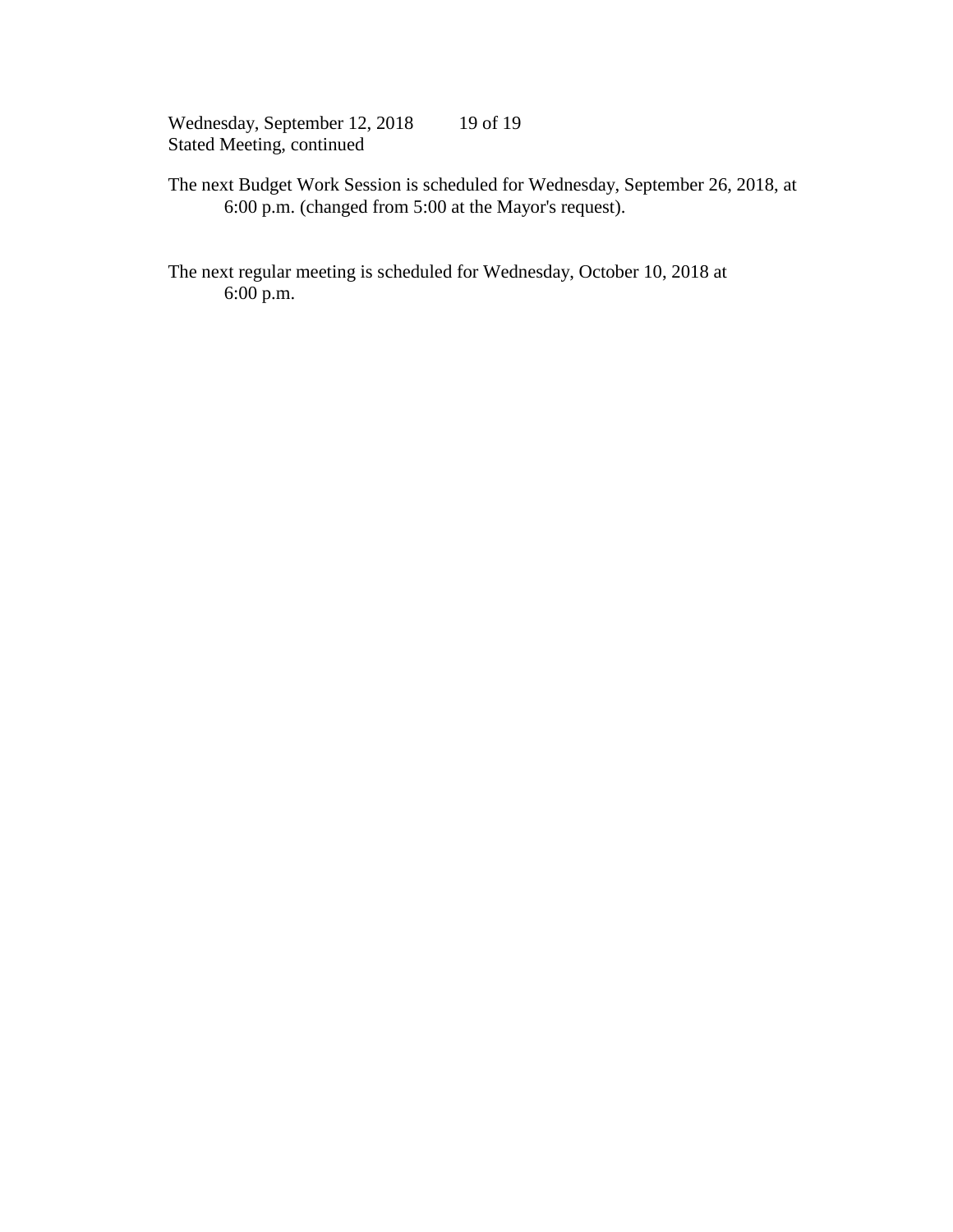The next Budget Work Session is scheduled for Wednesday, September 26, 2018, at 6:00 p.m. (changed from 5:00 at the Mayor's request).

The next regular meeting is scheduled for Wednesday, October 10, 2018 at 6:00 p.m.